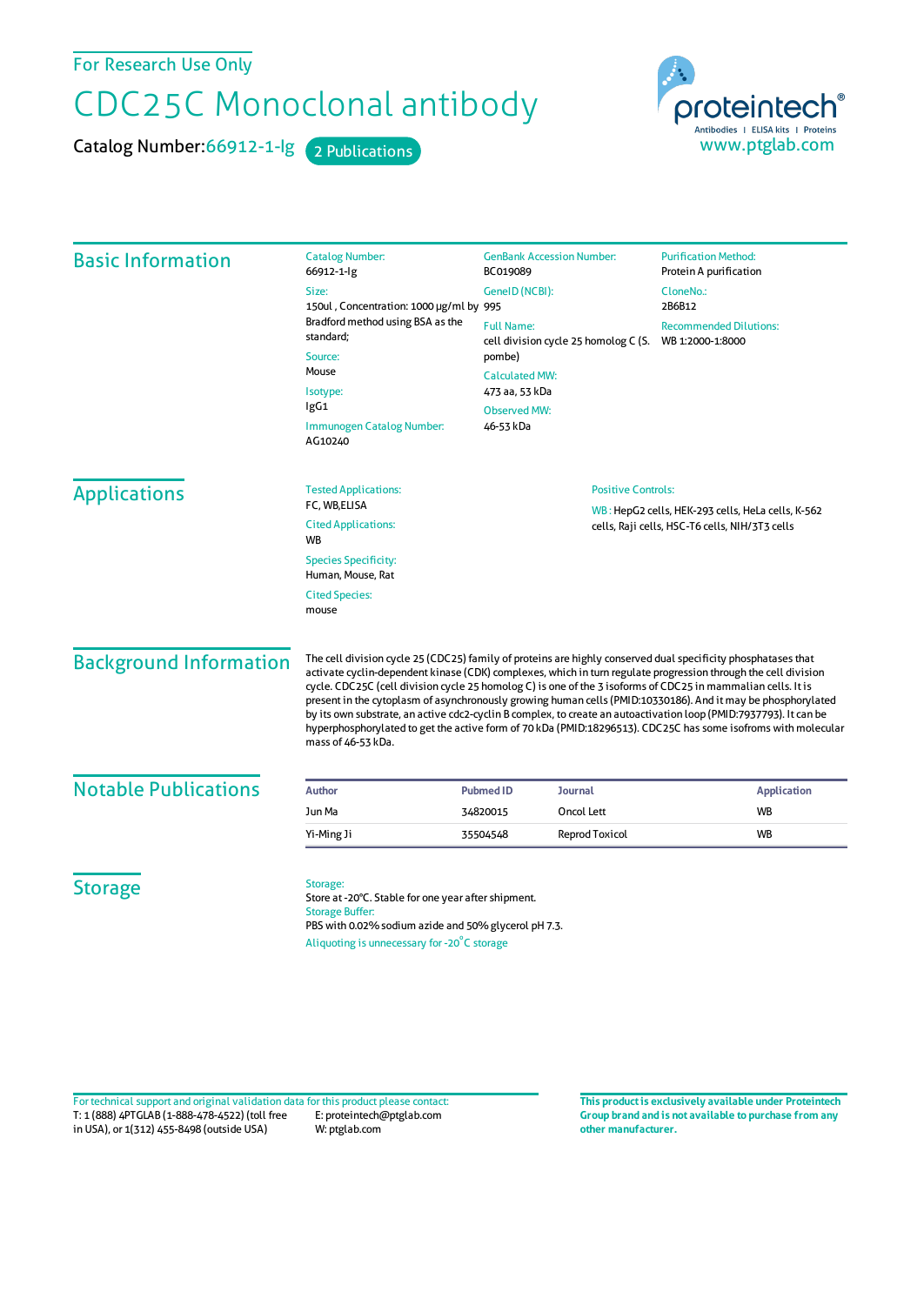For Research Use Only

# CDC25C Monoclonal antibody

**Catalog Number:** 66912-1-Ig  2 Publications

proteintech®
Antibodies | ELISA kits | Proteins
www.ptglab.com

## Basic Information

**Catalog Number:**
66912-1-Ig

**Size:**
150ul , Concentration: 1000 μg/ml by Bradford method using BSA as the standard;

**Source:**
Mouse

**Isotype:**
IgG1

**Immunogen Catalog Number:**
AG10240

**GenBank Accession Number:**
BC019089

**GeneID (NCBI):**
995

**Full Name:**
cell division cycle 25 homolog C (S. pombe)

**Calculated MW:**
473 aa, 53 kDa

**Observed MW:**
46-53 kDa

**Purification Method:**
Protein A purification

**CloneNo.:**
2B6B12

**Recommended Dilutions:**
WB 1:2000-1:8000

## Applications

**Tested Applications:**
FC, WB,ELISA

**Cited Applications:**
WB

**Species Specificity:**
Human, Mouse, Rat

**Cited Species:**
mouse

**Positive Controls:**

WB : HepG2 cells, HEK-293 cells, HeLa cells, K-562 cells, Raji cells, HSC-T6 cells, NIH/3T3 cells

## Background Information

The cell division cycle 25 (CDC25) family of proteins are highly conserved dual specificity phosphatases that activate cyclin-dependent kinase (CDK) complexes, which in turn regulate progression through the cell division cycle. CDC25C (cell division cycle 25 homolog C) is one of the 3 isoforms of CDC25 in mammalian cells. It is present in the cytoplasm of asynchronously growing human cells (PMID:10330186). And it may be phosphorylated by its own substrate, an active cdc2-cyclin B complex, to create an autoactivation loop (PMID:7937793). It can be hyperphosphorylated to get the active form of 70 kDa (PMID:18296513). CDC25C has some isofroms with molecular mass of 46-53 kDa.

## Notable Publications

| Author | Pubmed ID | Journal | Application |
|---|---|---|---|
| Jun Ma | 34820015 | Oncol Lett | WB |
| Yi-Ming Ji | 35504548 | Reprod Toxicol | WB |

## Storage

**Storage:**
Store at -20°C. Stable for one year after shipment.

**Storage Buffer:**
PBS with 0.02% sodium azide and 50% glycerol pH 7.3.

Aliquoting is unnecessary for -20°C storage

For technical support and original validation data for this product please contact:
T: 1 (888) 4PTGLAB (1-888-478-4522) (toll free in USA), or 1(312) 455-8498 (outside USA)
E: proteintech@ptglab.com
W: ptglab.com

**This product is exclusively available under Proteintech Group brand and is not available to purchase from any other manufacturer.**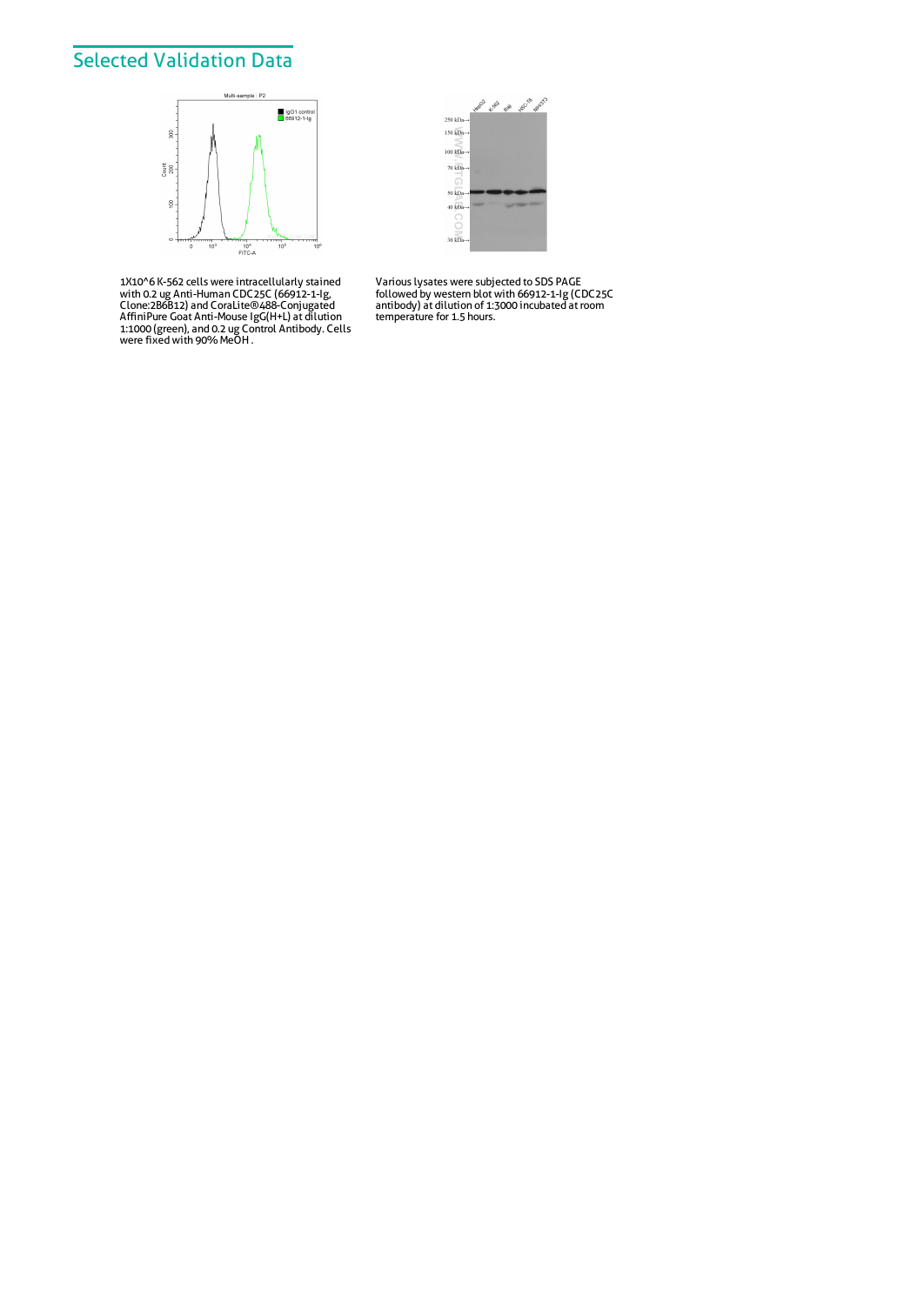## Selected Validation Data

Multi-sample : P2

IgG1 control
66912-1-Ig

Count

FITC-A

1X10^6 K-562 cells were intracellularly stained with 0.2 ug Anti-Human CDC25C (66912-1-Ig, Clone:2B6B12) and CoraLite®488-Conjugated AffiniPure Goat Anti-Mouse IgG(H+L) at dilution 1:1000 (green), and 0.2 ug Control Antibody. Cells were fixed with 90% MeOH .

HepG2
K-562
Raji
HSC-T6
NIH/3T3

250 kDa→
150 kDa→
100 kDa→
70 kDa→
50 kDa→
40 kDa→
30 kDa→

Various lysates were subjected to SDS PAGE followed by western blot with 66912-1-Ig (CDC25C antibody) at dilution of 1:3000 incubated at room temperature for 1.5 hours.